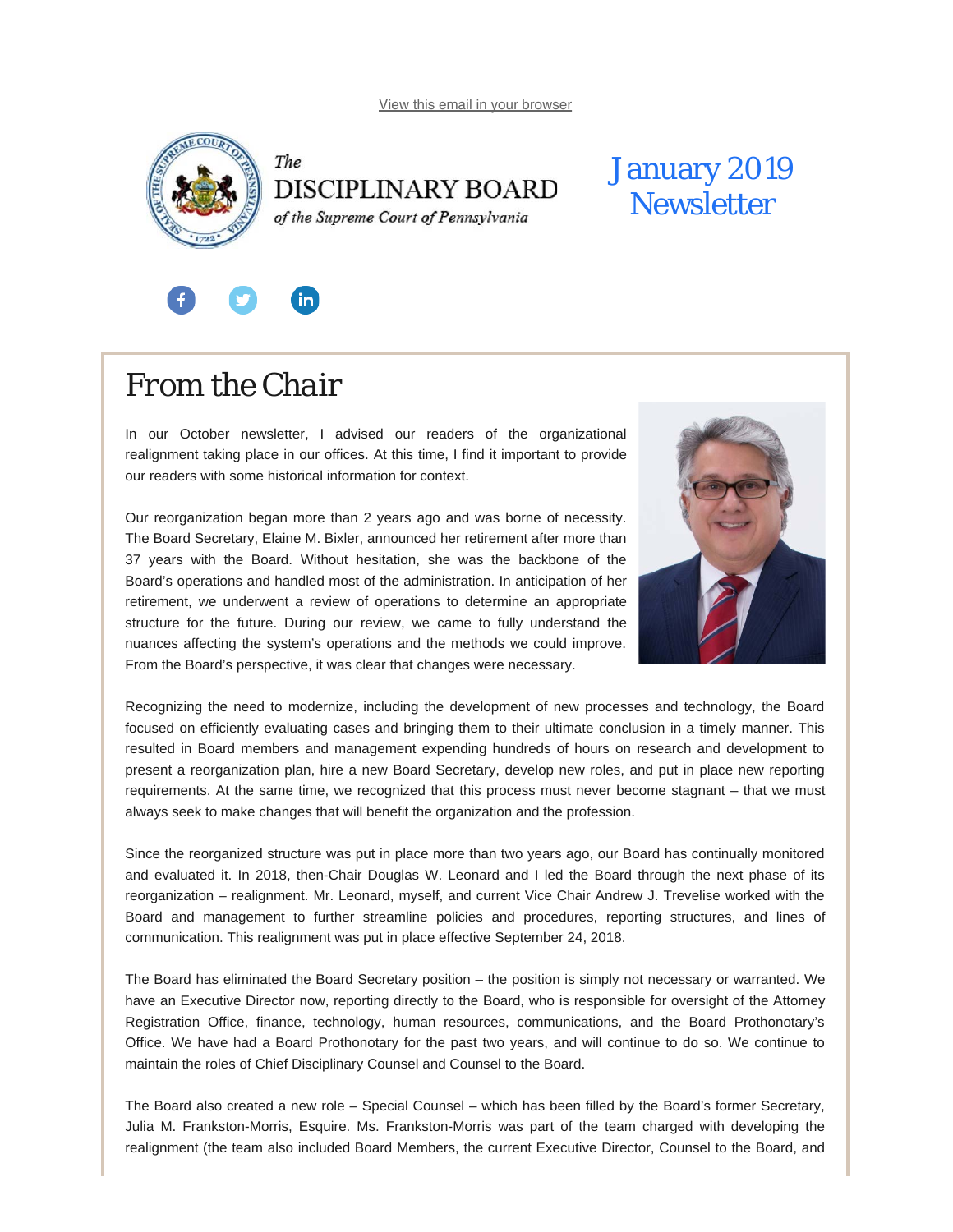View this email in your browser

The
DISCIPLINARY BOARD
*of the Supreme Court of Pennsylvania*

# January 2019 Newsletter

## From the Chair

In our October newsletter, I advised our readers of the organizational realignment taking place in our offices. At this time, I find it important to provide our readers with some historical information for context.

Our reorganization began more than 2 years ago and was borne of necessity. The Board Secretary, Elaine M. Bixler, announced her retirement after more than 37 years with the Board. Without hesitation, she was the backbone of the Board's operations and handled most of the administration. In anticipation of her retirement, we underwent a review of operations to determine an appropriate structure for the future. During our review, we came to fully understand the nuances affecting the system's operations and the methods we could improve. From the Board's perspective, it was clear that changes were necessary.

Recognizing the need to modernize, including the development of new processes and technology, the Board focused on efficiently evaluating cases and bringing them to their ultimate conclusion in a timely manner. This resulted in Board members and management expending hundreds of hours on research and development to present a reorganization plan, hire a new Board Secretary, develop new roles, and put in place new reporting requirements. At the same time, we recognized that this process must never become stagnant – that we must always seek to make changes that will benefit the organization and the profession.

Since the reorganized structure was put in place more than two years ago, our Board has continually monitored and evaluated it. In 2018, then-Chair Douglas W. Leonard and I led the Board through the next phase of its reorganization – realignment. Mr. Leonard, myself, and current Vice Chair Andrew J. Trevelise worked with the Board and management to further streamline policies and procedures, reporting structures, and lines of communication. This realignment was put in place effective September 24, 2018.

The Board has eliminated the Board Secretary position – the position is simply not necessary or warranted. We have an Executive Director now, reporting directly to the Board, who is responsible for oversight of the Attorney Registration Office, finance, technology, human resources, communications, and the Board Prothonotary's Office. We have had a Board Prothonotary for the past two years, and will continue to do so. We continue to maintain the roles of Chief Disciplinary Counsel and Counsel to the Board.

The Board also created a new role – Special Counsel – which has been filled by the Board's former Secretary, Julia M. Frankston-Morris, Esquire. Ms. Frankston-Morris was part of the team charged with developing the realignment (the team also included Board Members, the current Executive Director, Counsel to the Board, and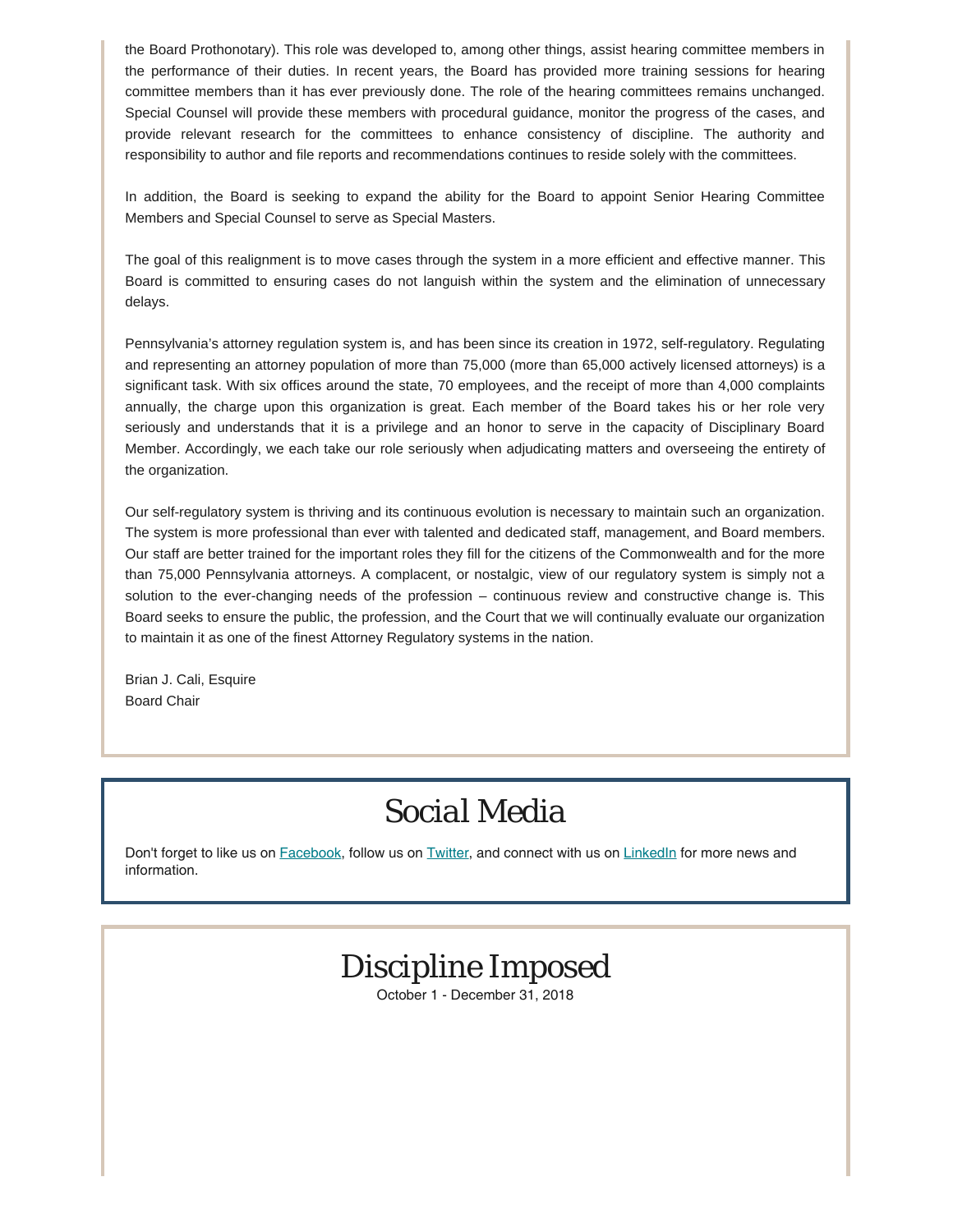the Board Prothonotary). This role was developed to, among other things, assist hearing committee members in the performance of their duties. In recent years, the Board has provided more training sessions for hearing committee members than it has ever previously done. The role of the hearing committees remains unchanged. Special Counsel will provide these members with procedural guidance, monitor the progress of the cases, and provide relevant research for the committees to enhance consistency of discipline. The authority and responsibility to author and file reports and recommendations continues to reside solely with the committees.

In addition, the Board is seeking to expand the ability for the Board to appoint Senior Hearing Committee Members and Special Counsel to serve as Special Masters.

The goal of this realignment is to move cases through the system in a more efficient and effective manner. This Board is committed to ensuring cases do not languish within the system and the elimination of unnecessary delays.

Pennsylvania's attorney regulation system is, and has been since its creation in 1972, self-regulatory. Regulating and representing an attorney population of more than 75,000 (more than 65,000 actively licensed attorneys) is a significant task. With six offices around the state, 70 employees, and the receipt of more than 4,000 complaints annually, the charge upon this organization is great. Each member of the Board takes his or her role very seriously and understands that it is a privilege and an honor to serve in the capacity of Disciplinary Board Member. Accordingly, we each take our role seriously when adjudicating matters and overseeing the entirety of the organization.

Our self-regulatory system is thriving and its continuous evolution is necessary to maintain such an organization. The system is more professional than ever with talented and dedicated staff, management, and Board members. Our staff are better trained for the important roles they fill for the citizens of the Commonwealth and for the more than 75,000 Pennsylvania attorneys. A complacent, or nostalgic, view of our regulatory system is simply not a solution to the ever-changing needs of the profession – continuous review and constructive change is. This Board seeks to ensure the public, the profession, and the Court that we will continually evaluate our organization to maintain it as one of the finest Attorney Regulatory systems in the nation.

Brian J. Cali, Esquire
Board Chair

# Social Media

Don't forget to like us on Facebook, follow us on Twitter, and connect with us on LinkedIn for more news and information.

# Discipline Imposed

October 1 - December 31, 2018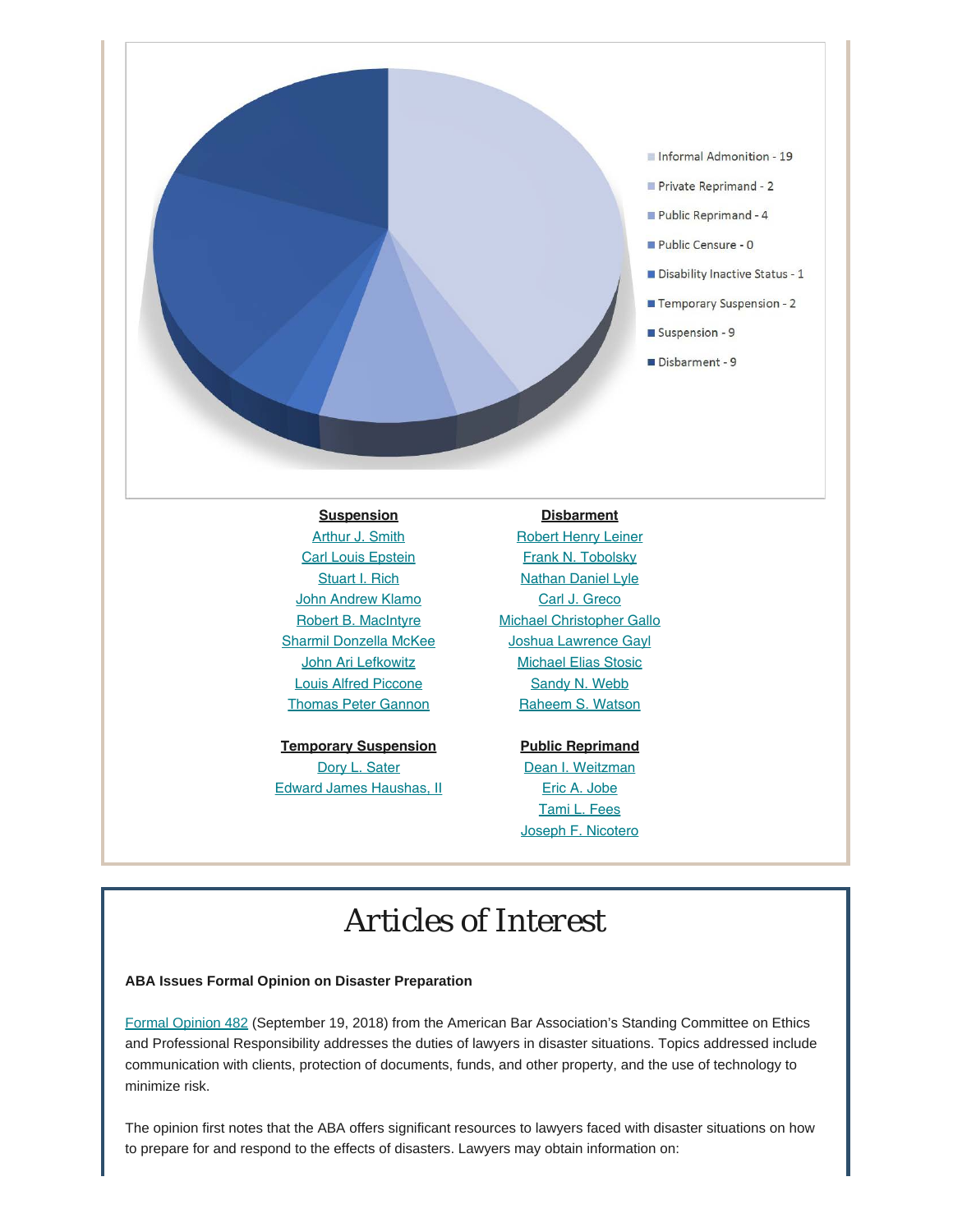- Informal Admonition - 19
- Private Reprimand - 2
- Public Reprimand - 4
- Public Censure - 0
- Disability Inactive Status - 1
- Temporary Suspension - 2
- Suspension - 9
- Disbarment - 9

**Suspension**

Arthur J. Smith
Carl Louis Epstein
Stuart I. Rich
John Andrew Klamo
Robert B. MacIntyre
Sharmil Donzella McKee
John Ari Lefkowitz
Louis Alfred Piccone
Thomas Peter Gannon

**Temporary Suspension**

Dory L. Sater
Edward James Haushas, II

**Disbarment**

Robert Henry Leiner
Frank N. Tobolsky
Nathan Daniel Lyle
Carl J. Greco
Michael Christopher Gallo
Joshua Lawrence Gayl
Michael Elias Stosic
Sandy N. Webb
Raheem S. Watson

**Public Reprimand**

Dean I. Weitzman
Eric A. Jobe
Tami L. Fees
Joseph F. Nicotero

# Articles of Interest

**ABA Issues Formal Opinion on Disaster Preparation**

Formal Opinion 482 (September 19, 2018) from the American Bar Association's Standing Committee on Ethics and Professional Responsibility addresses the duties of lawyers in disaster situations. Topics addressed include communication with clients, protection of documents, funds, and other property, and the use of technology to minimize risk.

The opinion first notes that the ABA offers significant resources to lawyers faced with disaster situations on how to prepare for and respond to the effects of disasters. Lawyers may obtain information on: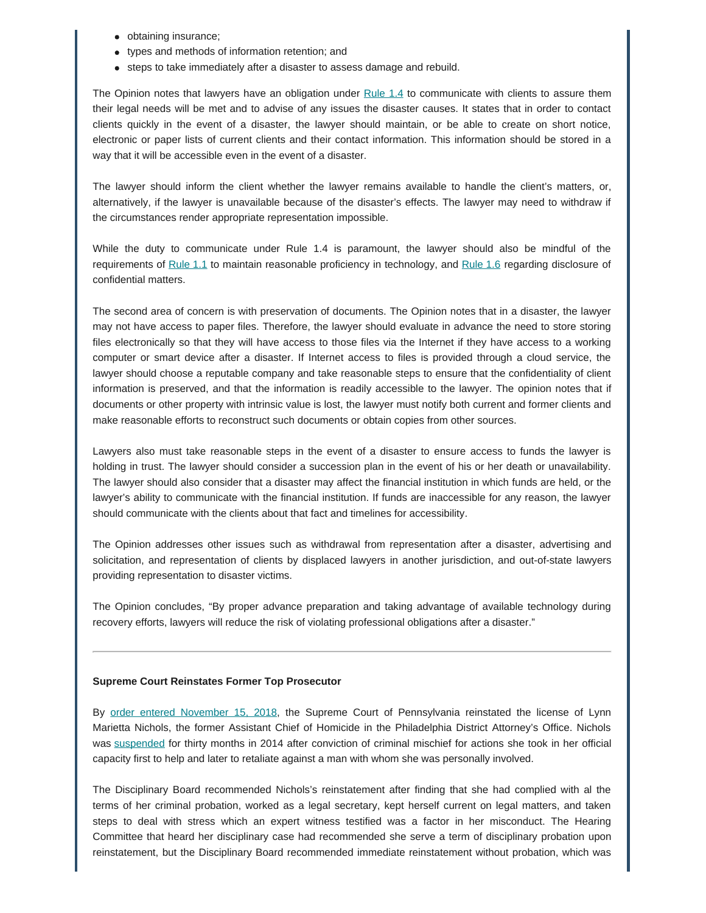- obtaining insurance;
- types and methods of information retention; and
- steps to take immediately after a disaster to assess damage and rebuild.

The Opinion notes that lawyers have an obligation under Rule 1.4 to communicate with clients to assure them their legal needs will be met and to advise of any issues the disaster causes. It states that in order to contact clients quickly in the event of a disaster, the lawyer should maintain, or be able to create on short notice, electronic or paper lists of current clients and their contact information. This information should be stored in a way that it will be accessible even in the event of a disaster.

The lawyer should inform the client whether the lawyer remains available to handle the client's matters, or, alternatively, if the lawyer is unavailable because of the disaster's effects. The lawyer may need to withdraw if the circumstances render appropriate representation impossible.

While the duty to communicate under Rule 1.4 is paramount, the lawyer should also be mindful of the requirements of Rule 1.1 to maintain reasonable proficiency in technology, and Rule 1.6 regarding disclosure of confidential matters.

The second area of concern is with preservation of documents. The Opinion notes that in a disaster, the lawyer may not have access to paper files. Therefore, the lawyer should evaluate in advance the need to store storing files electronically so that they will have access to those files via the Internet if they have access to a working computer or smart device after a disaster. If Internet access to files is provided through a cloud service, the lawyer should choose a reputable company and take reasonable steps to ensure that the confidentiality of client information is preserved, and that the information is readily accessible to the lawyer. The opinion notes that if documents or other property with intrinsic value is lost, the lawyer must notify both current and former clients and make reasonable efforts to reconstruct such documents or obtain copies from other sources.

Lawyers also must take reasonable steps in the event of a disaster to ensure access to funds the lawyer is holding in trust. The lawyer should consider a succession plan in the event of his or her death or unavailability. The lawyer should also consider that a disaster may affect the financial institution in which funds are held, or the lawyer's ability to communicate with the financial institution. If funds are inaccessible for any reason, the lawyer should communicate with the clients about that fact and timelines for accessibility.

The Opinion addresses other issues such as withdrawal from representation after a disaster, advertising and solicitation, and representation of clients by displaced lawyers in another jurisdiction, and out-of-state lawyers providing representation to disaster victims.

The Opinion concludes, "By proper advance preparation and taking advantage of available technology during recovery efforts, lawyers will reduce the risk of violating professional obligations after a disaster."

---

**Supreme Court Reinstates Former Top Prosecutor**

By order entered November 15, 2018, the Supreme Court of Pennsylvania reinstated the license of Lynn Marietta Nichols, the former Assistant Chief of Homicide in the Philadelphia District Attorney's Office. Nichols was suspended for thirty months in 2014 after conviction of criminal mischief for actions she took in her official capacity first to help and later to retaliate against a man with whom she was personally involved.

The Disciplinary Board recommended Nichols's reinstatement after finding that she had complied with al the terms of her criminal probation, worked as a legal secretary, kept herself current on legal matters, and taken steps to deal with stress which an expert witness testified was a factor in her misconduct. The Hearing Committee that heard her disciplinary case had recommended she serve a term of disciplinary probation upon reinstatement, but the Disciplinary Board recommended immediate reinstatement without probation, which was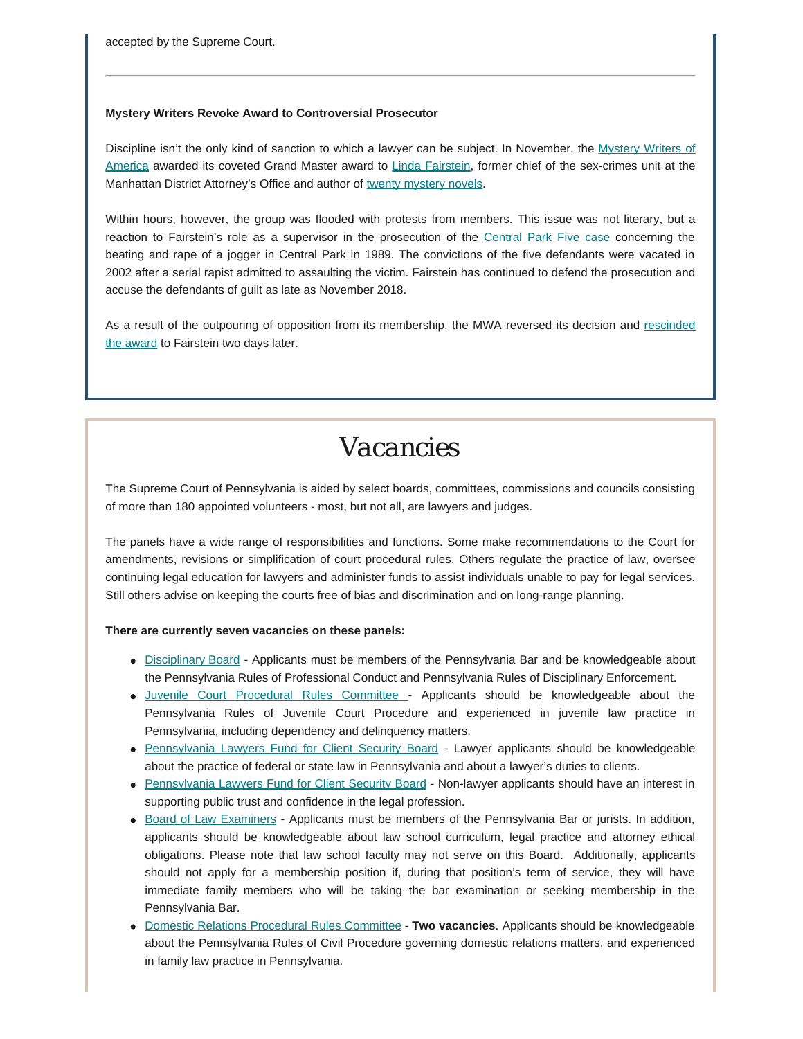accepted by the Supreme Court.

---

**Mystery Writers Revoke Award to Controversial Prosecutor**

Discipline isn't the only kind of sanction to which a lawyer can be subject. In November, the Mystery Writers of America awarded its coveted Grand Master award to Linda Fairstein, former chief of the sex-crimes unit at the Manhattan District Attorney's Office and author of twenty mystery novels.

Within hours, however, the group was flooded with protests from members. This issue was not literary, but a reaction to Fairstein's role as a supervisor in the prosecution of the Central Park Five case concerning the beating and rape of a jogger in Central Park in 1989. The convictions of the five defendants were vacated in 2002 after a serial rapist admitted to assaulting the victim. Fairstein has continued to defend the prosecution and accuse the defendants of guilt as late as November 2018.

As a result of the outpouring of opposition from its membership, the MWA reversed its decision and rescinded the award to Fairstein two days later.

# Vacancies

The Supreme Court of Pennsylvania is aided by select boards, committees, commissions and councils consisting of more than 180 appointed volunteers - most, but not all, are lawyers and judges.

The panels have a wide range of responsibilities and functions. Some make recommendations to the Court for amendments, revisions or simplification of court procedural rules. Others regulate the practice of law, oversee continuing legal education for lawyers and administer funds to assist individuals unable to pay for legal services. Still others advise on keeping the courts free of bias and discrimination and on long-range planning.

**There are currently seven vacancies on these panels:**

- Disciplinary Board - Applicants must be members of the Pennsylvania Bar and be knowledgeable about the Pennsylvania Rules of Professional Conduct and Pennsylvania Rules of Disciplinary Enforcement.
- Juvenile Court Procedural Rules Committee - Applicants should be knowledgeable about the Pennsylvania Rules of Juvenile Court Procedure and experienced in juvenile law practice in Pennsylvania, including dependency and delinquency matters.
- Pennsylvania Lawyers Fund for Client Security Board - Lawyer applicants should be knowledgeable about the practice of federal or state law in Pennsylvania and about a lawyer's duties to clients.
- Pennsylvania Lawyers Fund for Client Security Board - Non-lawyer applicants should have an interest in supporting public trust and confidence in the legal profession.
- Board of Law Examiners - Applicants must be members of the Pennsylvania Bar or jurists. In addition, applicants should be knowledgeable about law school curriculum, legal practice and attorney ethical obligations. Please note that law school faculty may not serve on this Board. Additionally, applicants should not apply for a membership position if, during that position's term of service, they will have immediate family members who will be taking the bar examination or seeking membership in the Pennsylvania Bar.
- Domestic Relations Procedural Rules Committee - **Two vacancies**. Applicants should be knowledgeable about the Pennsylvania Rules of Civil Procedure governing domestic relations matters, and experienced in family law practice in Pennsylvania.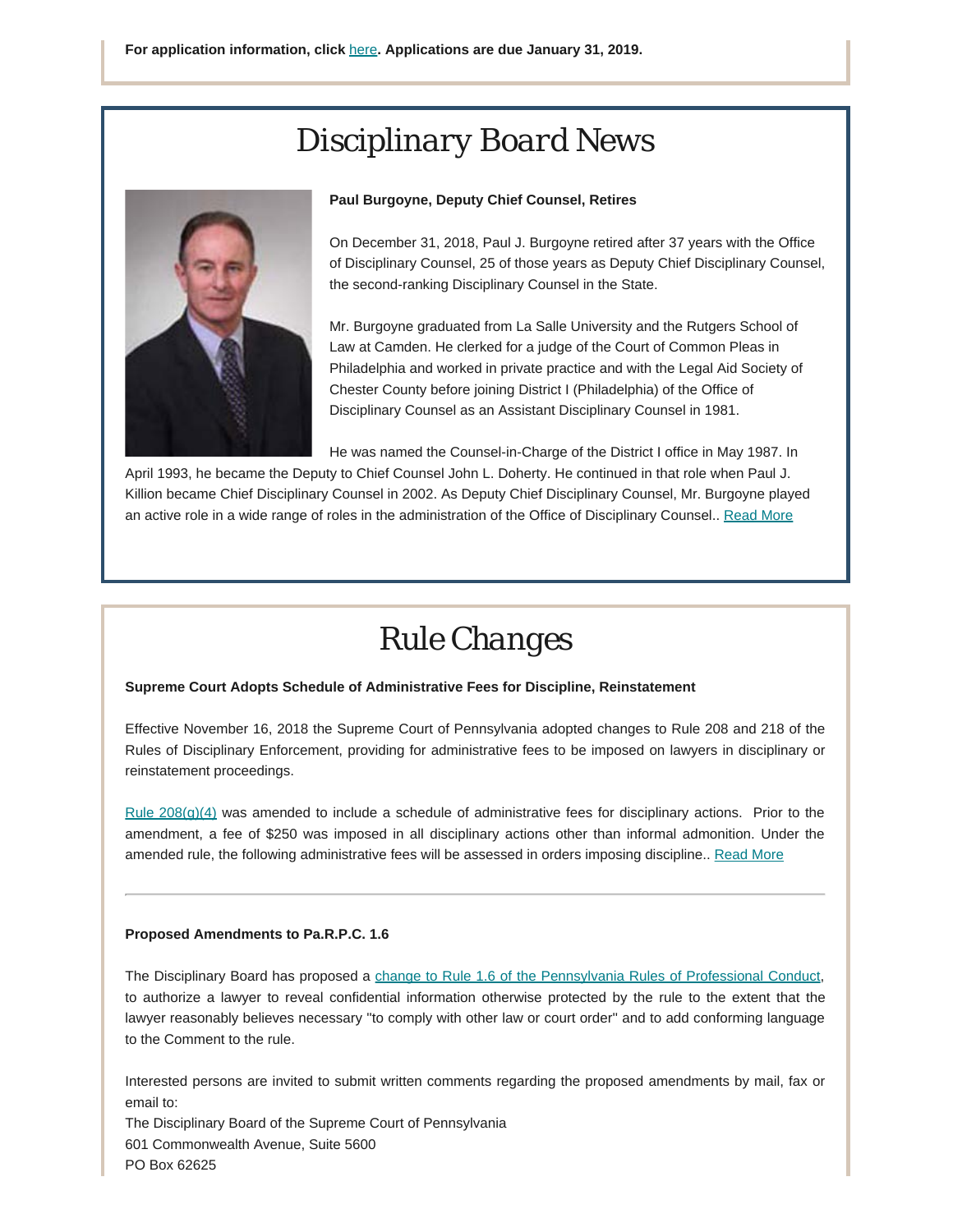**For application information, click here. Applications are due January 31, 2019.**

# Disciplinary Board News

**Paul Burgoyne, Deputy Chief Counsel, Retires**

On December 31, 2018, Paul J. Burgoyne retired after 37 years with the Office of Disciplinary Counsel, 25 of those years as Deputy Chief Disciplinary Counsel, the second-ranking Disciplinary Counsel in the State.

Mr. Burgoyne graduated from La Salle University and the Rutgers School of Law at Camden. He clerked for a judge of the Court of Common Pleas in Philadelphia and worked in private practice and with the Legal Aid Society of Chester County before joining District I (Philadelphia) of the Office of Disciplinary Counsel as an Assistant Disciplinary Counsel in 1981.

He was named the Counsel-in-Charge of the District I office in May 1987. In April 1993, he became the Deputy to Chief Counsel John L. Doherty. He continued in that role when Paul J. Killion became Chief Disciplinary Counsel in 2002. As Deputy Chief Disciplinary Counsel, Mr. Burgoyne played an active role in a wide range of roles in the administration of the Office of Disciplinary Counsel.. Read More

# Rule Changes

**Supreme Court Adopts Schedule of Administrative Fees for Discipline, Reinstatement**

Effective November 16, 2018 the Supreme Court of Pennsylvania adopted changes to Rule 208 and 218 of the Rules of Disciplinary Enforcement, providing for administrative fees to be imposed on lawyers in disciplinary or reinstatement proceedings.

Rule 208(g)(4) was amended to include a schedule of administrative fees for disciplinary actions. Prior to the amendment, a fee of $250 was imposed in all disciplinary actions other than informal admonition. Under the amended rule, the following administrative fees will be assessed in orders imposing discipline.. Read More

---

**Proposed Amendments to Pa.R.P.C. 1.6**

The Disciplinary Board has proposed a change to Rule 1.6 of the Pennsylvania Rules of Professional Conduct, to authorize a lawyer to reveal confidential information otherwise protected by the rule to the extent that the lawyer reasonably believes necessary "to comply with other law or court order" and to add conforming language to the Comment to the rule.

Interested persons are invited to submit written comments regarding the proposed amendments by mail, fax or email to:
The Disciplinary Board of the Supreme Court of Pennsylvania
601 Commonwealth Avenue, Suite 5600
PO Box 62625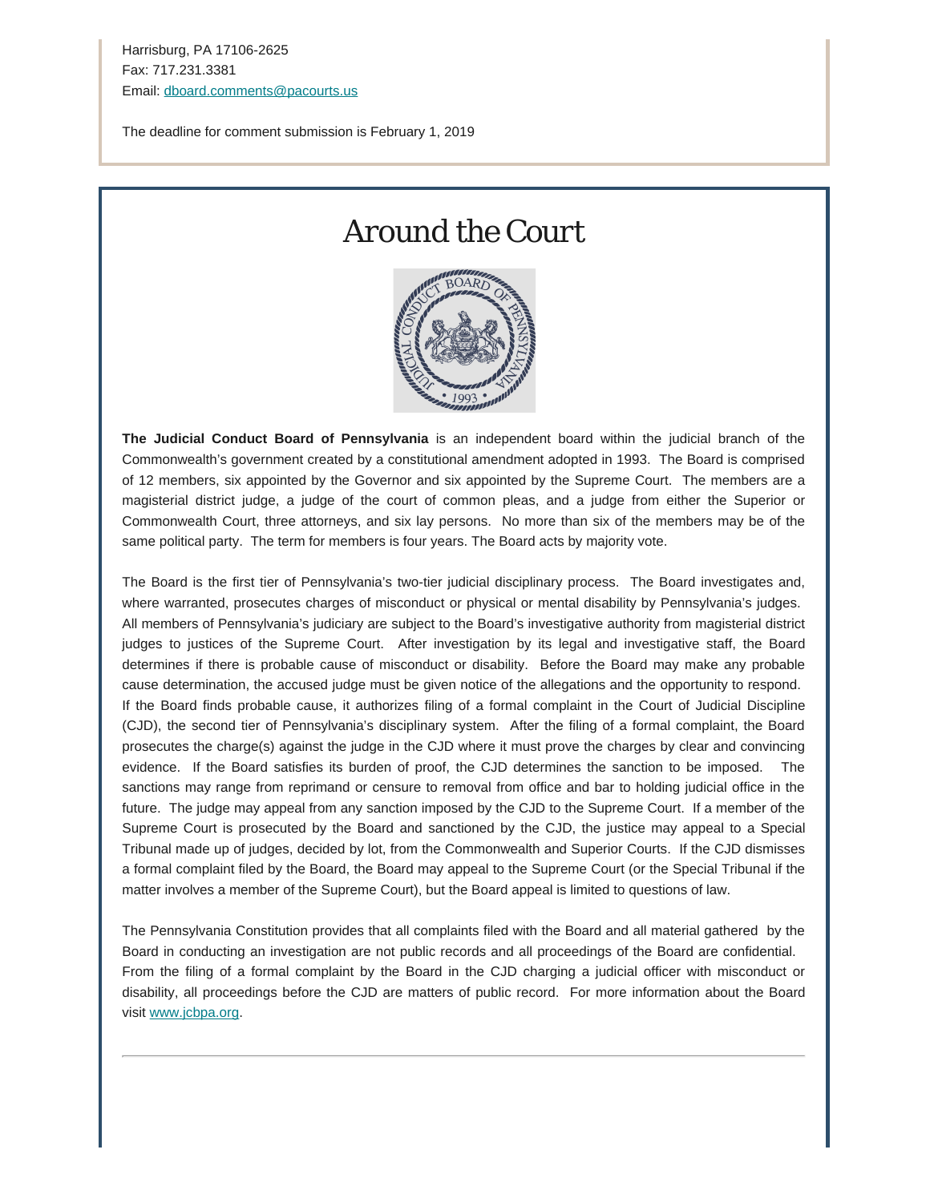Harrisburg, PA 17106-2625
Fax: 717.231.3381
Email: dboard.comments@pacourts.us

The deadline for comment submission is February 1, 2019

# Around the Court

**The Judicial Conduct Board of Pennsylvania** is an independent board within the judicial branch of the Commonwealth's government created by a constitutional amendment adopted in 1993. The Board is comprised of 12 members, six appointed by the Governor and six appointed by the Supreme Court. The members are a magisterial district judge, a judge of the court of common pleas, and a judge from either the Superior or Commonwealth Court, three attorneys, and six lay persons. No more than six of the members may be of the same political party. The term for members is four years. The Board acts by majority vote.

The Board is the first tier of Pennsylvania's two-tier judicial disciplinary process. The Board investigates and, where warranted, prosecutes charges of misconduct or physical or mental disability by Pennsylvania's judges. All members of Pennsylvania's judiciary are subject to the Board's investigative authority from magisterial district judges to justices of the Supreme Court. After investigation by its legal and investigative staff, the Board determines if there is probable cause of misconduct or disability. Before the Board may make any probable cause determination, the accused judge must be given notice of the allegations and the opportunity to respond. If the Board finds probable cause, it authorizes filing of a formal complaint in the Court of Judicial Discipline (CJD), the second tier of Pennsylvania's disciplinary system. After the filing of a formal complaint, the Board prosecutes the charge(s) against the judge in the CJD where it must prove the charges by clear and convincing evidence. If the Board satisfies its burden of proof, the CJD determines the sanction to be imposed. The sanctions may range from reprimand or censure to removal from office and bar to holding judicial office in the future. The judge may appeal from any sanction imposed by the CJD to the Supreme Court. If a member of the Supreme Court is prosecuted by the Board and sanctioned by the CJD, the justice may appeal to a Special Tribunal made up of judges, decided by lot, from the Commonwealth and Superior Courts. If the CJD dismisses a formal complaint filed by the Board, the Board may appeal to the Supreme Court (or the Special Tribunal if the matter involves a member of the Supreme Court), but the Board appeal is limited to questions of law.

The Pennsylvania Constitution provides that all complaints filed with the Board and all material gathered by the Board in conducting an investigation are not public records and all proceedings of the Board are confidential. From the filing of a formal complaint by the Board in the CJD charging a judicial officer with misconduct or disability, all proceedings before the CJD are matters of public record. For more information about the Board visit www.jcbpa.org.

---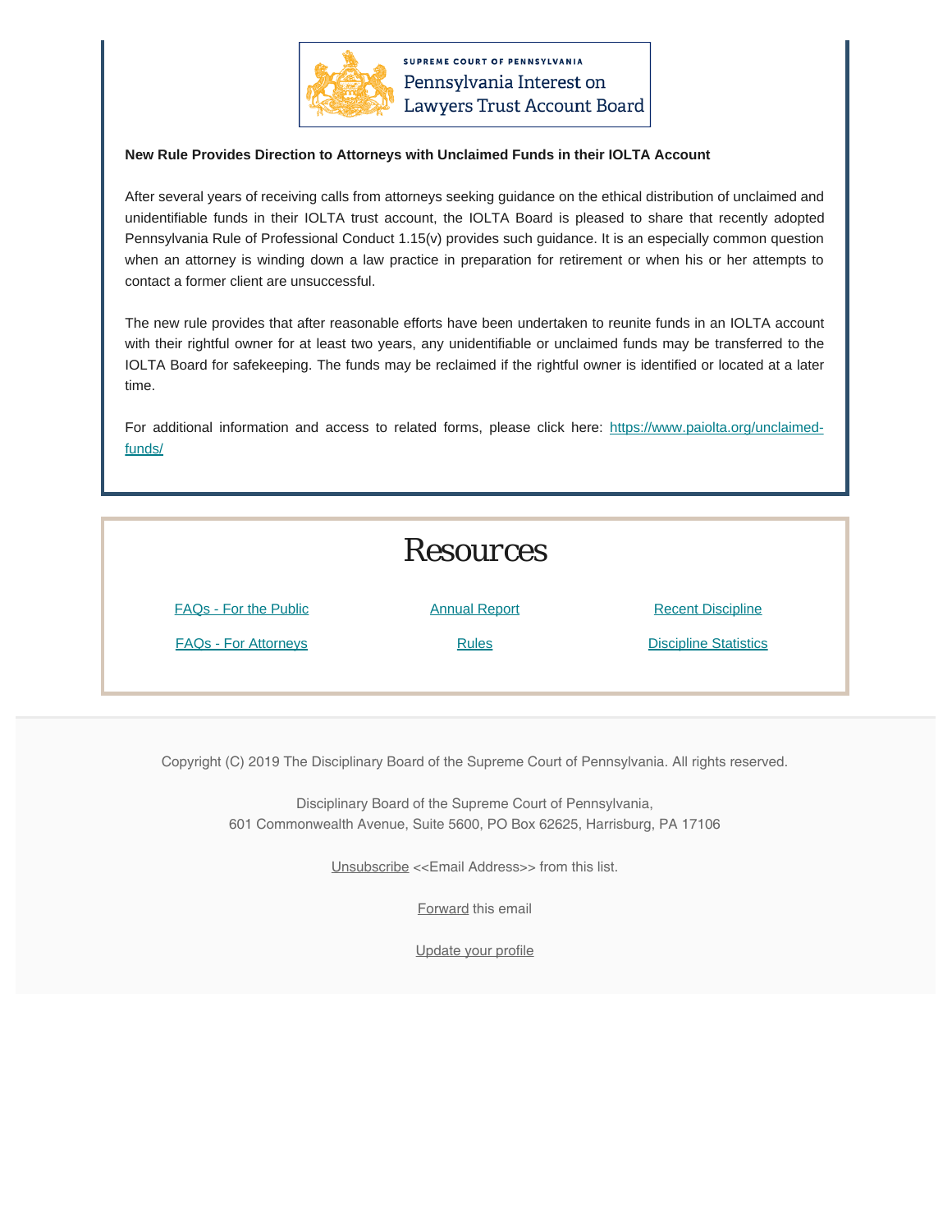SUPREME COURT OF PENNSYLVANIA
Pennsylvania Interest on Lawyers Trust Account Board

**New Rule Provides Direction to Attorneys with Unclaimed Funds in their IOLTA Account**

After several years of receiving calls from attorneys seeking guidance on the ethical distribution of unclaimed and unidentifiable funds in their IOLTA trust account, the IOLTA Board is pleased to share that recently adopted Pennsylvania Rule of Professional Conduct 1.15(v) provides such guidance. It is an especially common question when an attorney is winding down a law practice in preparation for retirement or when his or her attempts to contact a former client are unsuccessful.

The new rule provides that after reasonable efforts have been undertaken to reunite funds in an IOLTA account with their rightful owner for at least two years, any unidentifiable or unclaimed funds may be transferred to the IOLTA Board for safekeeping. The funds may be reclaimed if the rightful owner is identified or located at a later time.

For additional information and access to related forms, please click here: [https://www.paiolta.org/unclaimed-funds/](https://www.paiolta.org/unclaimed-funds/)

# Resources

FAQs - For the Public

Annual Report

Recent Discipline

FAQs - For Attorneys

Rules

Discipline Statistics

Copyright (C) 2019 The Disciplinary Board of the Supreme Court of Pennsylvania. All rights reserved.

Disciplinary Board of the Supreme Court of Pennsylvania,
601 Commonwealth Avenue, Suite 5600, PO Box 62625, Harrisburg, PA 17106

Unsubscribe <<Email Address>> from this list.

Forward this email

Update your profile